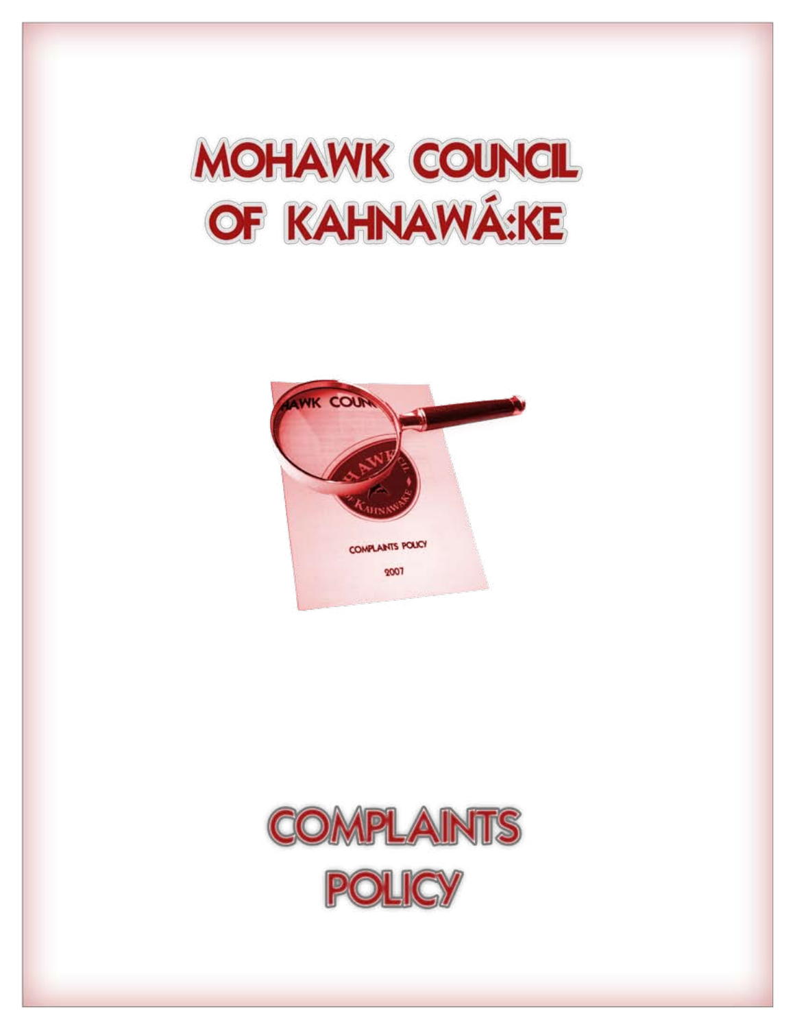# MOHAWK COUNCIL OF KAHNAWÁ:KE

# COMPLAINTS POLICY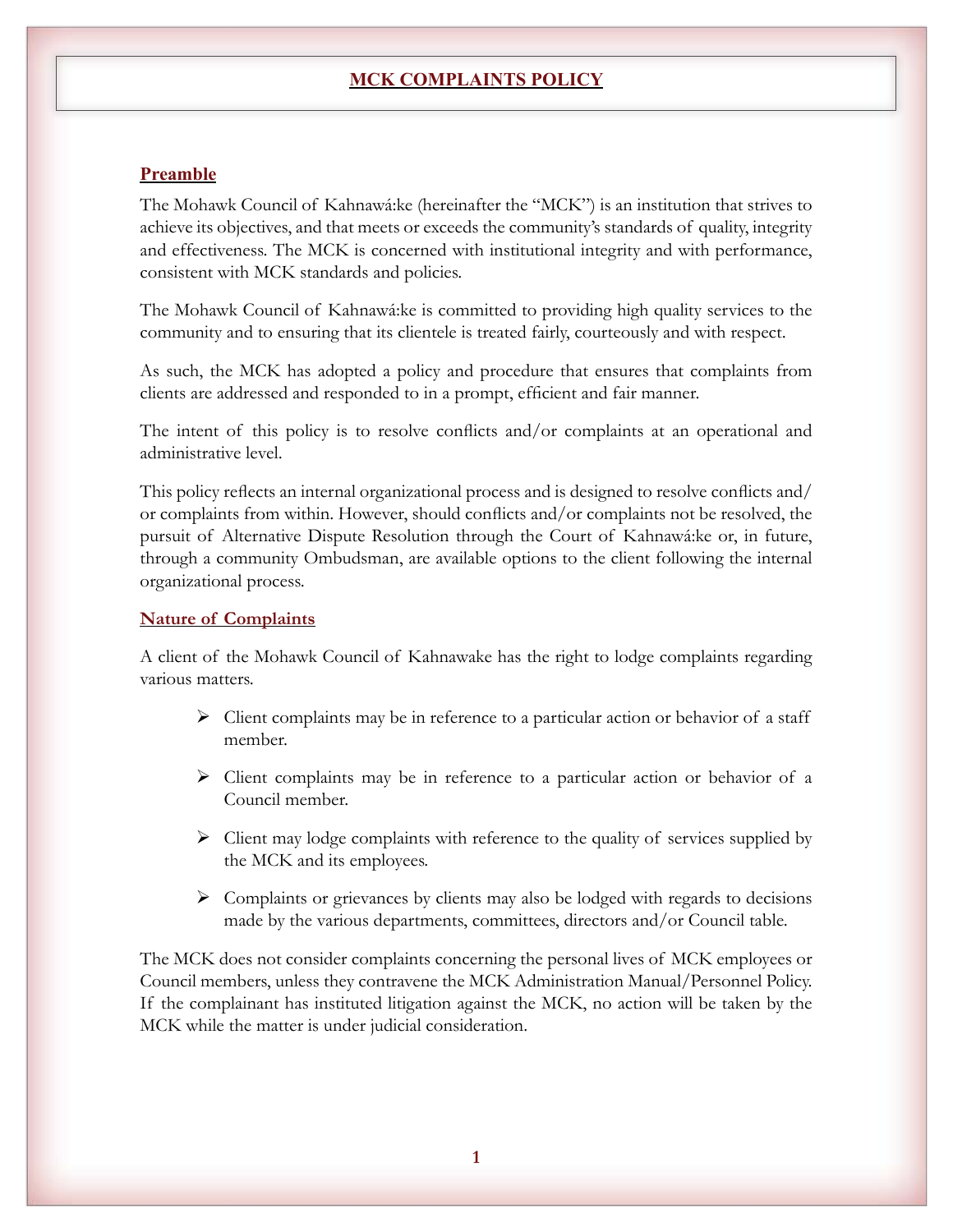# MCK COMPLAINTS POLICY

## Preamble

The Mohawk Council of Kahnawá:ke (hereinafter the "MCK") is an institution that strives to achieve its objectives, and that meets or exceeds the community's standards of quality, integrity and effectiveness. The MCK is concerned with institutional integrity and with performance, consistent with MCK standards and policies.

The Mohawk Council of Kahnawá:ke is committed to providing high quality services to the community and to ensuring that its clientele is treated fairly, courteously and with respect.

As such, the MCK has adopted a policy and procedure that ensures that complaints from clients are addressed and responded to in a prompt, efficient and fair manner.

The intent of this policy is to resolve conflicts and/or complaints at an operational and administrative level.

This policy reflects an internal organizational process and is designed to resolve conflicts and/or complaints from within. However, should conflicts and/or complaints not be resolved, the pursuit of Alternative Dispute Resolution through the Court of Kahnawá:ke or, in future, through a community Ombudsman, are available options to the client following the internal organizational process.

## Nature of Complaints

A client of the Mohawk Council of Kahnawake has the right to lodge complaints regarding various matters.

- Client complaints may be in reference to a particular action or behavior of a staff member.
- Client complaints may be in reference to a particular action or behavior of a Council member.
- Client may lodge complaints with reference to the quality of services supplied by the MCK and its employees.
- Complaints or grievances by clients may also be lodged with regards to decisions made by the various departments, committees, directors and/or Council table.

The MCK does not consider complaints concerning the personal lives of MCK employees or Council members, unless they contravene the MCK Administration Manual/Personnel Policy. If the complainant has instituted litigation against the MCK, no action will be taken by the MCK while the matter is under judicial consideration.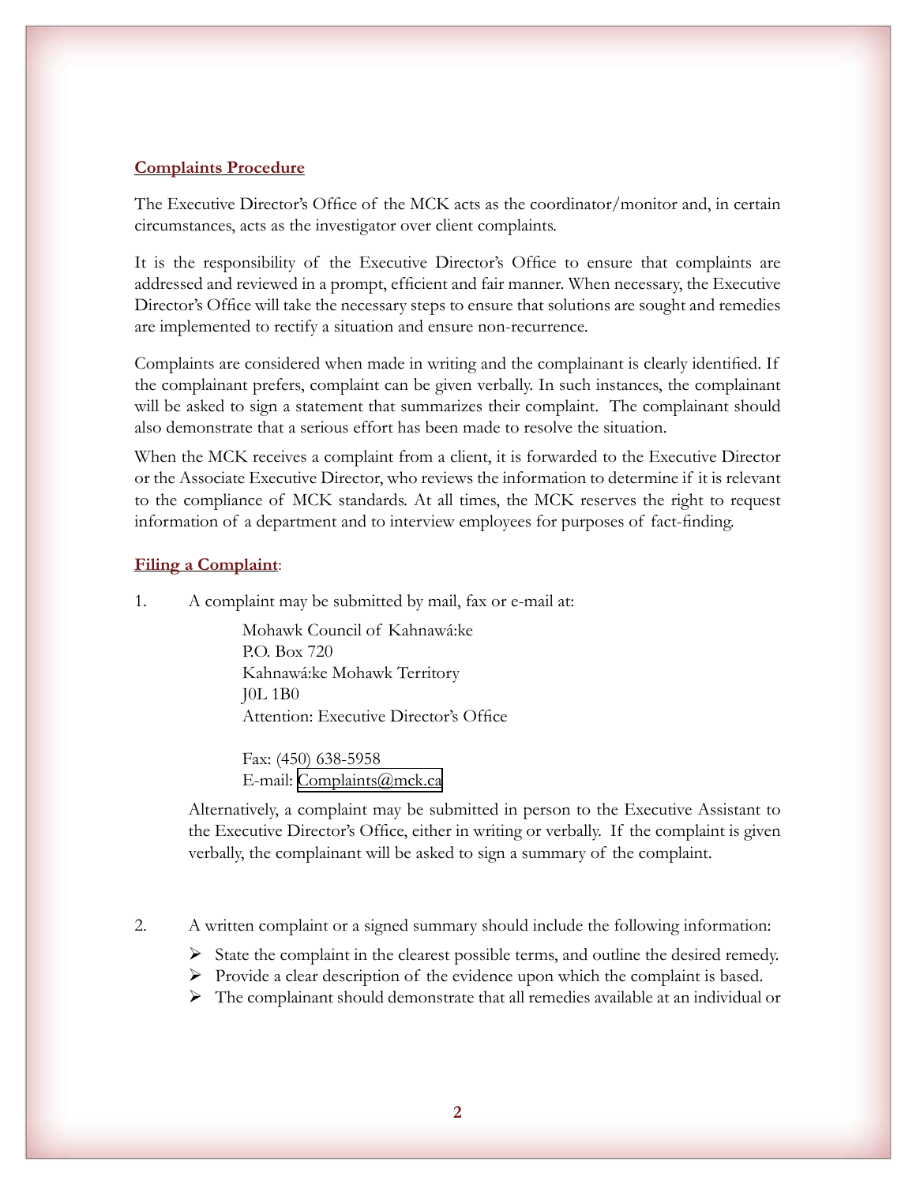## Complaints Procedure

The Executive Director's Office of the MCK acts as the coordinator/monitor and, in certain circumstances, acts as the investigator over client complaints.

It is the responsibility of the Executive Director's Office to ensure that complaints are addressed and reviewed in a prompt, efficient and fair manner. When necessary, the Executive Director's Office will take the necessary steps to ensure that solutions are sought and remedies are implemented to rectify a situation and ensure non-recurrence.

Complaints are considered when made in writing and the complainant is clearly identified. If the complainant prefers, complaint can be given verbally. In such instances, the complainant will be asked to sign a statement that summarizes their complaint. The complainant should also demonstrate that a serious effort has been made to resolve the situation.

When the MCK receives a complaint from a client, it is forwarded to the Executive Director or the Associate Executive Director, who reviews the information to determine if it is relevant to the compliance of MCK standards. At all times, the MCK reserves the right to request information of a department and to interview employees for purposes of fact-finding.

## Filing a Complaint:

1. A complaint may be submitted by mail, fax or e-mail at:

   Mohawk Council of Kahnawá:ke
   P.O. Box 720
   Kahnawá:ke Mohawk Territory
   J0L 1B0
   Attention: Executive Director's Office

   Fax: (450) 638-5958
   E-mail: Complaints@mck.ca

   Alternatively, a complaint may be submitted in person to the Executive Assistant to the Executive Director's Office, either in writing or verbally. If the complaint is given verbally, the complainant will be asked to sign a summary of the complaint.

2. A written complaint or a signed summary should include the following information:

   - State the complaint in the clearest possible terms, and outline the desired remedy.
   - Provide a clear description of the evidence upon which the complaint is based.
   - The complainant should demonstrate that all remedies available at an individual or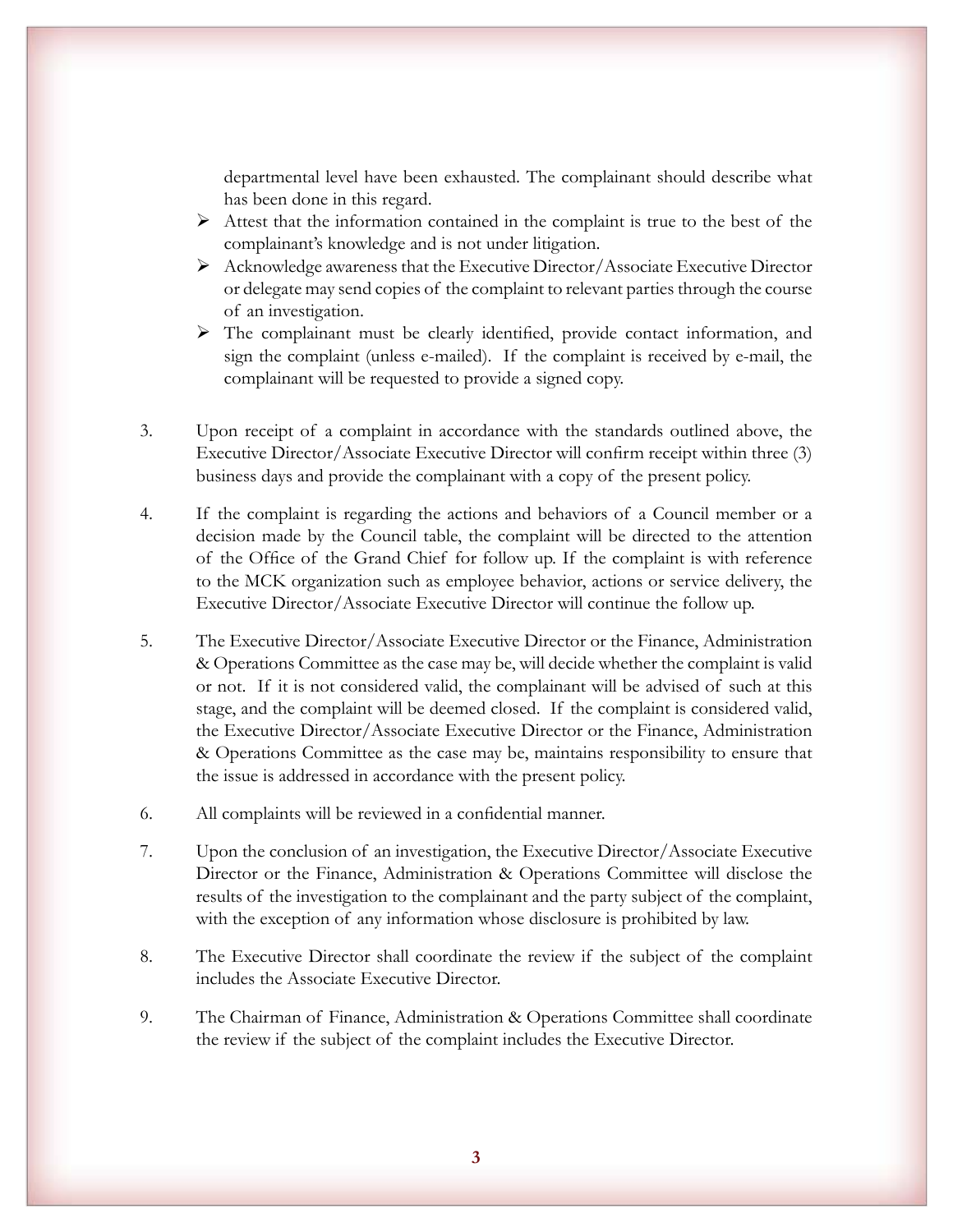departmental level have been exhausted. The complainant should describe what has been done in this regard.

- Attest that the information contained in the complaint is true to the best of the complainant's knowledge and is not under litigation.
- Acknowledge awareness that the Executive Director/Associate Executive Director or delegate may send copies of the complaint to relevant parties through the course of an investigation.
- The complainant must be clearly identified, provide contact information, and sign the complaint (unless e-mailed). If the complaint is received by e-mail, the complainant will be requested to provide a signed copy.

3. Upon receipt of a complaint in accordance with the standards outlined above, the Executive Director/Associate Executive Director will confirm receipt within three (3) business days and provide the complainant with a copy of the present policy.

4. If the complaint is regarding the actions and behaviors of a Council member or a decision made by the Council table, the complaint will be directed to the attention of the Office of the Grand Chief for follow up. If the complaint is with reference to the MCK organization such as employee behavior, actions or service delivery, the Executive Director/Associate Executive Director will continue the follow up.

5. The Executive Director/Associate Executive Director or the Finance, Administration & Operations Committee as the case may be, will decide whether the complaint is valid or not. If it is not considered valid, the complainant will be advised of such at this stage, and the complaint will be deemed closed. If the complaint is considered valid, the Executive Director/Associate Executive Director or the Finance, Administration & Operations Committee as the case may be, maintains responsibility to ensure that the issue is addressed in accordance with the present policy.

6. All complaints will be reviewed in a confidential manner.

7. Upon the conclusion of an investigation, the Executive Director/Associate Executive Director or the Finance, Administration & Operations Committee will disclose the results of the investigation to the complainant and the party subject of the complaint, with the exception of any information whose disclosure is prohibited by law.

8. The Executive Director shall coordinate the review if the subject of the complaint includes the Associate Executive Director.

9. The Chairman of Finance, Administration & Operations Committee shall coordinate the review if the subject of the complaint includes the Executive Director.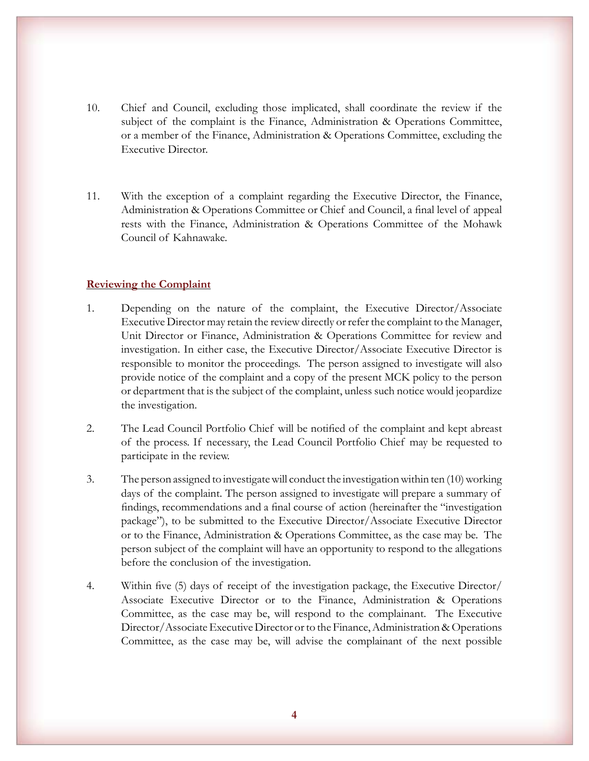10. Chief and Council, excluding those implicated, shall coordinate the review if the subject of the complaint is the Finance, Administration & Operations Committee, or a member of the Finance, Administration & Operations Committee, excluding the Executive Director.

11. With the exception of a complaint regarding the Executive Director, the Finance, Administration & Operations Committee or Chief and Council, a final level of appeal rests with the Finance, Administration & Operations Committee of the Mohawk Council of Kahnawake.

**Reviewing the Complaint**

1. Depending on the nature of the complaint, the Executive Director/Associate Executive Director may retain the review directly or refer the complaint to the Manager, Unit Director or Finance, Administration & Operations Committee for review and investigation. In either case, the Executive Director/Associate Executive Director is responsible to monitor the proceedings. The person assigned to investigate will also provide notice of the complaint and a copy of the present MCK policy to the person or department that is the subject of the complaint, unless such notice would jeopardize the investigation.

2. The Lead Council Portfolio Chief will be notified of the complaint and kept abreast of the process. If necessary, the Lead Council Portfolio Chief may be requested to participate in the review.

3. The person assigned to investigate will conduct the investigation within ten (10) working days of the complaint. The person assigned to investigate will prepare a summary of findings, recommendations and a final course of action (hereinafter the "investigation package"), to be submitted to the Executive Director/Associate Executive Director or to the Finance, Administration & Operations Committee, as the case may be. The person subject of the complaint will have an opportunity to respond to the allegations before the conclusion of the investigation.

4. Within five (5) days of receipt of the investigation package, the Executive Director/ Associate Executive Director or to the Finance, Administration & Operations Committee, as the case may be, will respond to the complainant. The Executive Director/Associate Executive Director or to the Finance, Administration & Operations Committee, as the case may be, will advise the complainant of the next possible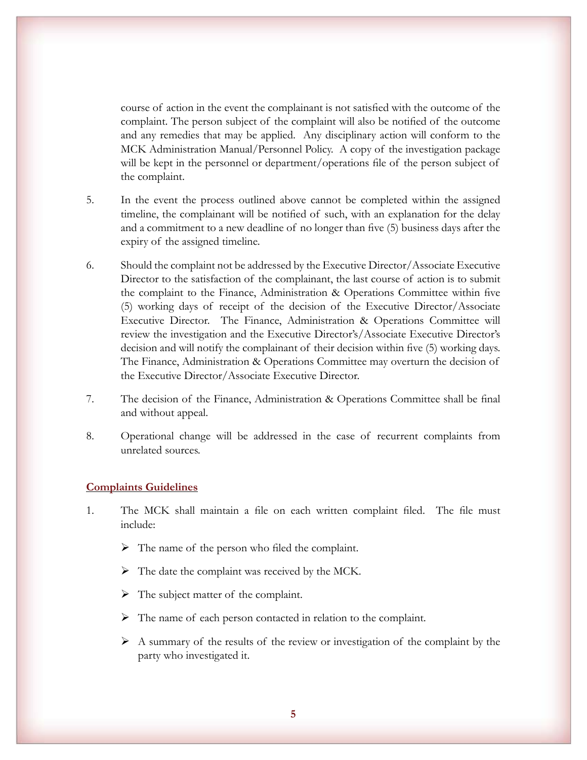course of action in the event the complainant is not satisfied with the outcome of the complaint. The person subject of the complaint will also be notified of the outcome and any remedies that may be applied. Any disciplinary action will conform to the MCK Administration Manual/Personnel Policy. A copy of the investigation package will be kept in the personnel or department/operations file of the person subject of the complaint.

5. In the event the process outlined above cannot be completed within the assigned timeline, the complainant will be notified of such, with an explanation for the delay and a commitment to a new deadline of no longer than five (5) business days after the expiry of the assigned timeline.

6. Should the complaint not be addressed by the Executive Director/Associate Executive Director to the satisfaction of the complainant, the last course of action is to submit the complaint to the Finance, Administration & Operations Committee within five (5) working days of receipt of the decision of the Executive Director/Associate Executive Director. The Finance, Administration & Operations Committee will review the investigation and the Executive Director's/Associate Executive Director's decision and will notify the complainant of their decision within five (5) working days. The Finance, Administration & Operations Committee may overturn the decision of the Executive Director/Associate Executive Director.

7. The decision of the Finance, Administration & Operations Committee shall be final and without appeal.

8. Operational change will be addressed in the case of recurrent complaints from unrelated sources.

## Complaints Guidelines

1. The MCK shall maintain a file on each written complaint filed. The file must include:

   - The name of the person who filed the complaint.
   - The date the complaint was received by the MCK.
   - The subject matter of the complaint.
   - The name of each person contacted in relation to the complaint.
   - A summary of the results of the review or investigation of the complaint by the party who investigated it.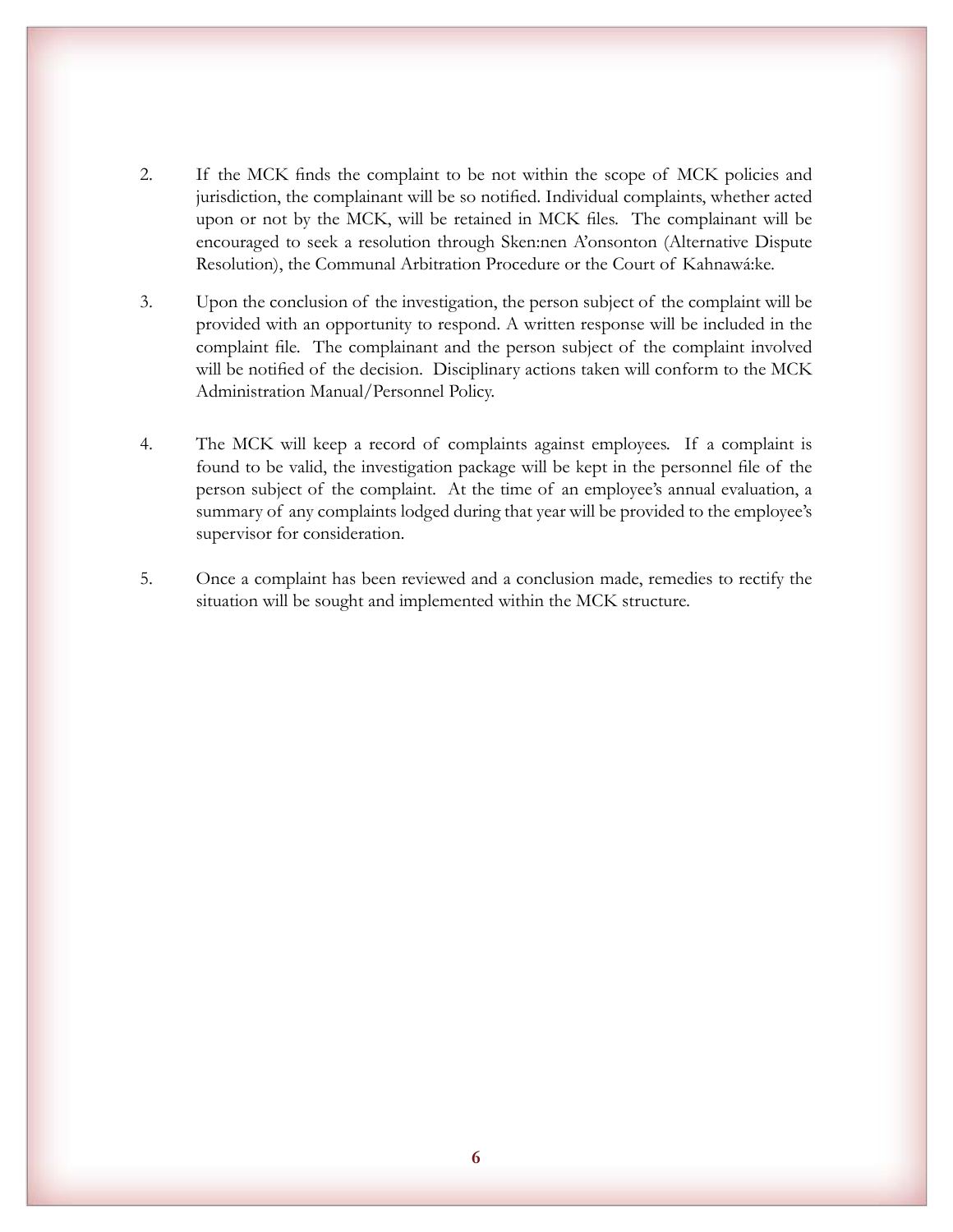2. If the MCK finds the complaint to be not within the scope of MCK policies and jurisdiction, the complainant will be so notified. Individual complaints, whether acted upon or not by the MCK, will be retained in MCK files. The complainant will be encouraged to seek a resolution through Sken:nen A'onsonton (Alternative Dispute Resolution), the Communal Arbitration Procedure or the Court of Kahnawá:ke.

3. Upon the conclusion of the investigation, the person subject of the complaint will be provided with an opportunity to respond. A written response will be included in the complaint file. The complainant and the person subject of the complaint involved will be notified of the decision. Disciplinary actions taken will conform to the MCK Administration Manual/Personnel Policy.

4. The MCK will keep a record of complaints against employees. If a complaint is found to be valid, the investigation package will be kept in the personnel file of the person subject of the complaint. At the time of an employee's annual evaluation, a summary of any complaints lodged during that year will be provided to the employee's supervisor for consideration.

5. Once a complaint has been reviewed and a conclusion made, remedies to rectify the situation will be sought and implemented within the MCK structure.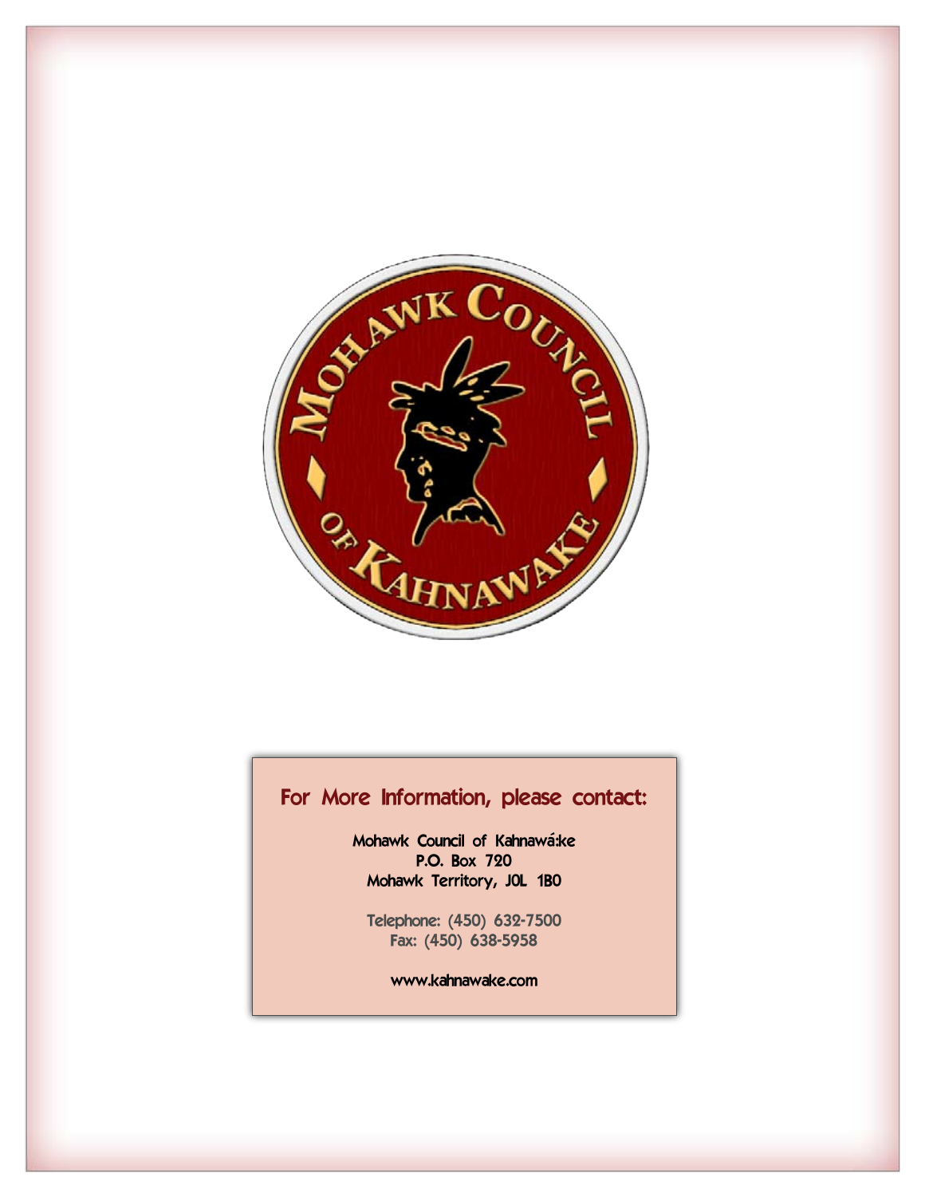MOHAWK COUNCIL OF KAHNAWAKE

## For More Information, please contact:

**Mohawk Council of Kahnawá:ke**
**P.O. Box 720**
**Mohawk Territory, J0L 1B0**

Telephone: (450) 632-7500
Fax: (450) 638-5958

**www.kahnawake.com**